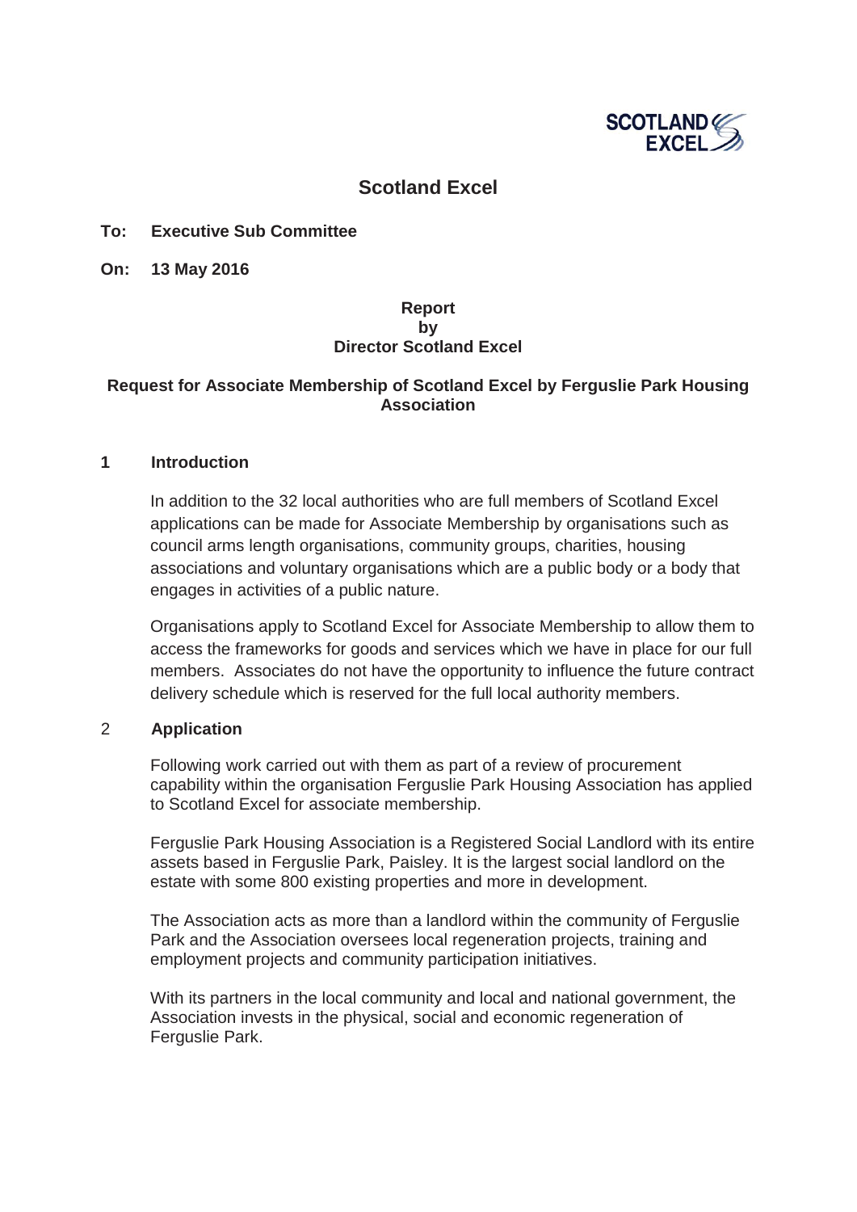SCOTLAND EXCEL

# Scotland Excel

**To: Executive Sub Committee**

**On: 13 May 2016**

**Report**
**by**
**Director Scotland Excel**

**Request for Associate Membership of Scotland Excel by Ferguslie Park Housing Association**

## 1 Introduction

In addition to the 32 local authorities who are full members of Scotland Excel applications can be made for Associate Membership by organisations such as council arms length organisations, community groups, charities, housing associations and voluntary organisations which are a public body or a body that engages in activities of a public nature.

Organisations apply to Scotland Excel for Associate Membership to allow them to access the frameworks for goods and services which we have in place for our full members. Associates do not have the opportunity to influence the future contract delivery schedule which is reserved for the full local authority members.

## 2 Application

Following work carried out with them as part of a review of procurement capability within the organisation Ferguslie Park Housing Association has applied to Scotland Excel for associate membership.

Ferguslie Park Housing Association is a Registered Social Landlord with its entire assets based in Ferguslie Park, Paisley. It is the largest social landlord on the estate with some 800 existing properties and more in development.

The Association acts as more than a landlord within the community of Ferguslie Park and the Association oversees local regeneration projects, training and employment projects and community participation initiatives.

With its partners in the local community and local and national government, the Association invests in the physical, social and economic regeneration of Ferguslie Park.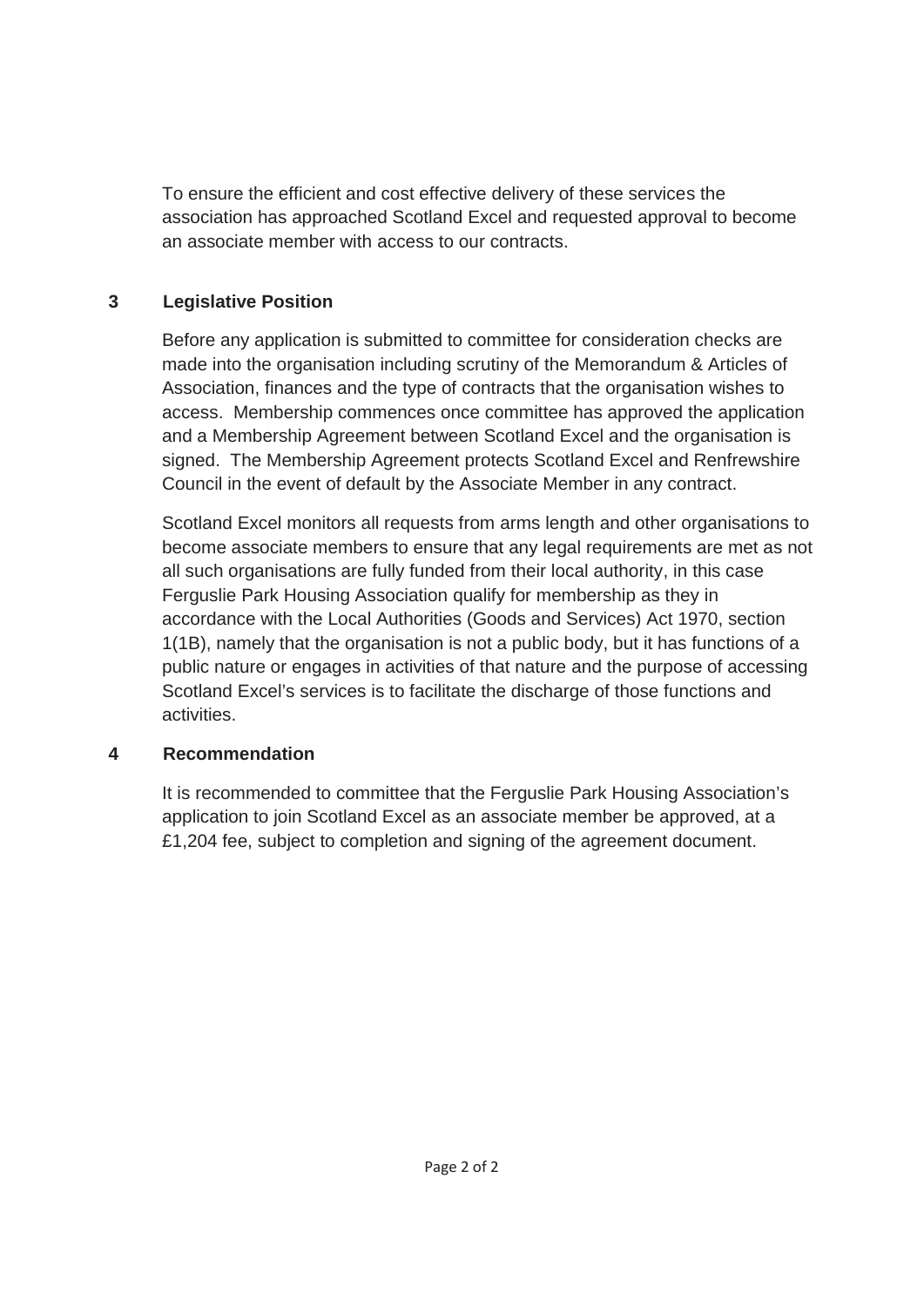To ensure the efficient and cost effective delivery of these services the association has approached Scotland Excel and requested approval to become an associate member with access to our contracts.

## 3 Legislative Position

Before any application is submitted to committee for consideration checks are made into the organisation including scrutiny of the Memorandum & Articles of Association, finances and the type of contracts that the organisation wishes to access. Membership commences once committee has approved the application and a Membership Agreement between Scotland Excel and the organisation is signed. The Membership Agreement protects Scotland Excel and Renfrewshire Council in the event of default by the Associate Member in any contract.

Scotland Excel monitors all requests from arms length and other organisations to become associate members to ensure that any legal requirements are met as not all such organisations are fully funded from their local authority, in this case Ferguslie Park Housing Association qualify for membership as they in accordance with the Local Authorities (Goods and Services) Act 1970, section 1(1B), namely that the organisation is not a public body, but it has functions of a public nature or engages in activities of that nature and the purpose of accessing Scotland Excel's services is to facilitate the discharge of those functions and activities.

## 4 Recommendation

It is recommended to committee that the Ferguslie Park Housing Association's application to join Scotland Excel as an associate member be approved, at a £1,204 fee, subject to completion and signing of the agreement document.